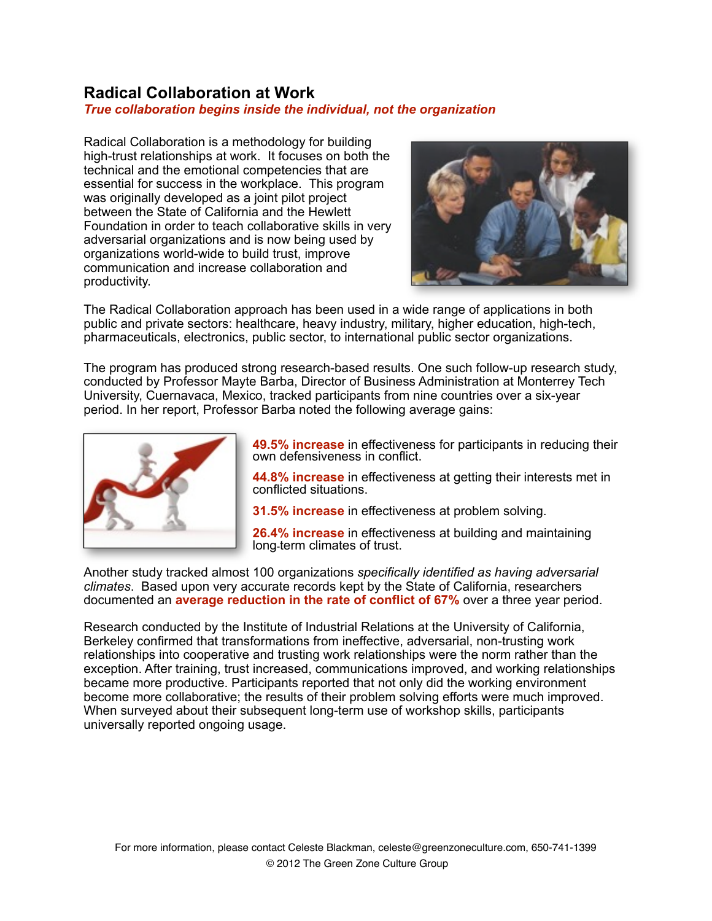# Radical Collaboration at Work

***True collaboration begins inside the individual, not the organization***

Radical Collaboration is a methodology for building high-trust relationships at work. It focuses on both the technical and the emotional competencies that are essential for success in the workplace. This program was originally developed as a joint pilot project between the State of California and the Hewlett Foundation in order to teach collaborative skills in very adversarial organizations and is now being used by organizations world-wide to build trust, improve communication and increase collaboration and productivity.

The Radical Collaboration approach has been used in a wide range of applications in both public and private sectors: healthcare, heavy industry, military, higher education, high-tech, pharmaceuticals, electronics, public sector, to international public sector organizations.

The program has produced strong research-based results. One such follow-up research study, conducted by Professor Mayte Barba, Director of Business Administration at Monterrey Tech University, Cuernavaca, Mexico, tracked participants from nine countries over a six-year period. In her report, Professor Barba noted the following average gains:

**49.5% increase** in effectiveness for participants in reducing their own defensiveness in conflict.

**44.8% increase** in effectiveness at getting their interests met in conflicted situations.

**31.5% increase** in effectiveness at problem solving.

**26.4% increase** in effectiveness at building and maintaining long-term climates of trust.

Another study tracked almost 100 organizations *specifically identified as having adversarial climates*. Based upon very accurate records kept by the State of California, researchers documented an **average reduction in the rate of conflict of 67%** over a three year period.

Research conducted by the Institute of Industrial Relations at the University of California, Berkeley confirmed that transformations from ineffective, adversarial, non-trusting work relationships into cooperative and trusting work relationships were the norm rather than the exception. After training, trust increased, communications improved, and working relationships became more productive. Participants reported that not only did the working environment become more collaborative; the results of their problem solving efforts were much improved. When surveyed about their subsequent long-term use of workshop skills, participants universally reported ongoing usage.

For more information, please contact Celeste Blackman, celeste@greenzoneculture.com, 650-741-1399

© 2012 The Green Zone Culture Group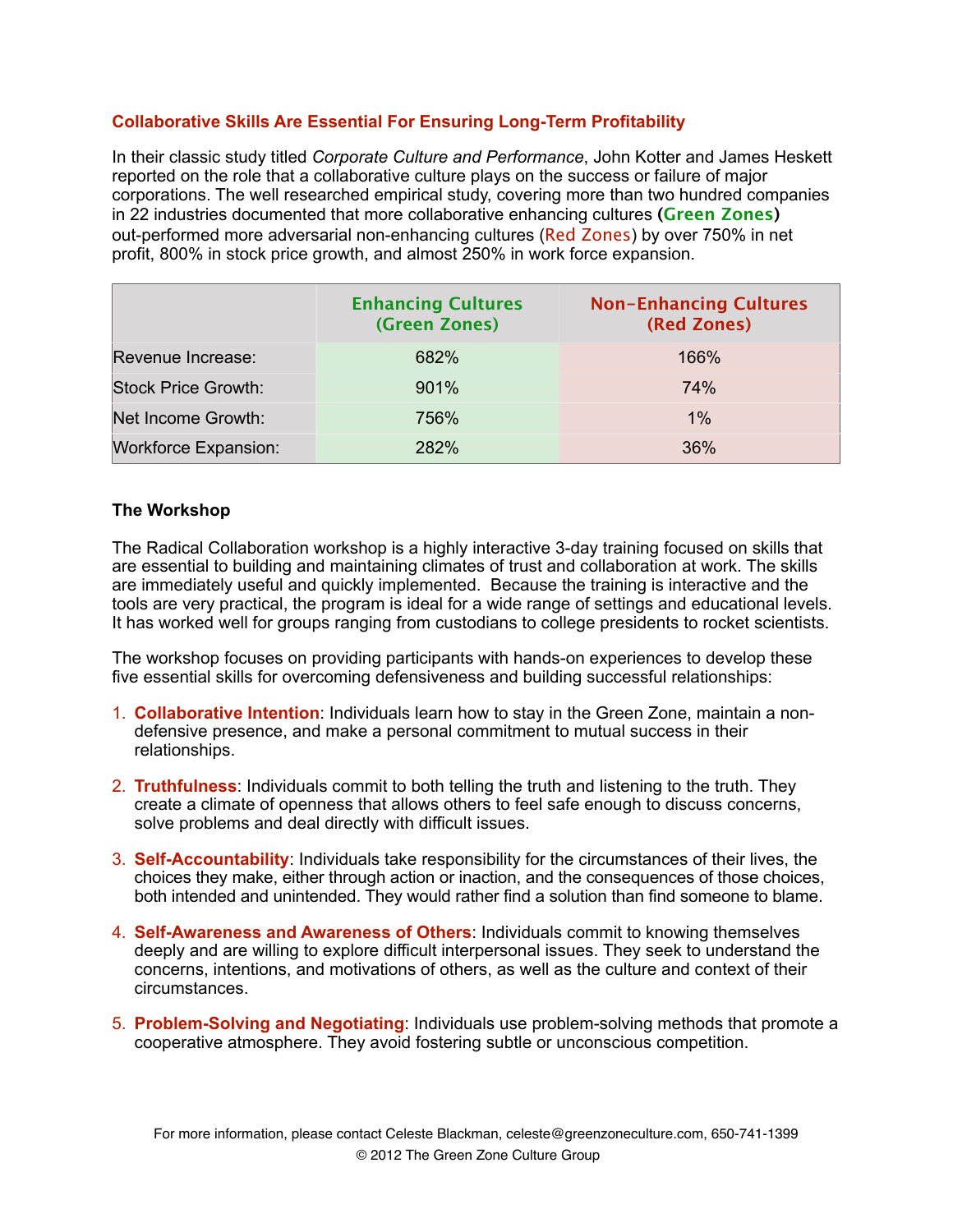## Collaborative Skills Are Essential For Ensuring Long-Term Profitability

In their classic study titled *Corporate Culture and Performance*, John Kotter and James Heskett reported on the role that a collaborative culture plays on the success or failure of major corporations. The well researched empirical study, covering more than two hundred companies in 22 industries documented that more collaborative enhancing cultures **(Green Zones)** out-performed more adversarial non-enhancing cultures (Red Zones) by over 750% in net profit, 800% in stock price growth, and almost 250% in work force expansion.

| | Enhancing Cultures (Green Zones) | Non-Enhancing Cultures (Red Zones) |
|---|---|---|
| Revenue Increase: | 682% | 166% |
| Stock Price Growth: | 901% | 74% |
| Net Income Growth: | 756% | 1% |
| Workforce Expansion: | 282% | 36% |

### The Workshop

The Radical Collaboration workshop is a highly interactive 3-day training focused on skills that are essential to building and maintaining climates of trust and collaboration at work. The skills are immediately useful and quickly implemented. Because the training is interactive and the tools are very practical, the program is ideal for a wide range of settings and educational levels. It has worked well for groups ranging from custodians to college presidents to rocket scientists.

The workshop focuses on providing participants with hands-on experiences to develop these five essential skills for overcoming defensiveness and building successful relationships:

1. **Collaborative Intention**: Individuals learn how to stay in the Green Zone, maintain a non-defensive presence, and make a personal commitment to mutual success in their relationships.
2. **Truthfulness**: Individuals commit to both telling the truth and listening to the truth. They create a climate of openness that allows others to feel safe enough to discuss concerns, solve problems and deal directly with difficult issues.
3. **Self-Accountability**: Individuals take responsibility for the circumstances of their lives, the choices they make, either through action or inaction, and the consequences of those choices, both intended and unintended. They would rather find a solution than find someone to blame.
4. **Self-Awareness and Awareness of Others**: Individuals commit to knowing themselves deeply and are willing to explore difficult interpersonal issues. They seek to understand the concerns, intentions, and motivations of others, as well as the culture and context of their circumstances.
5. **Problem-Solving and Negotiating**: Individuals use problem-solving methods that promote a cooperative atmosphere. They avoid fostering subtle or unconscious competition.

For more information, please contact Celeste Blackman, celeste@greenzoneculture.com, 650-741-1399

© 2012 The Green Zone Culture Group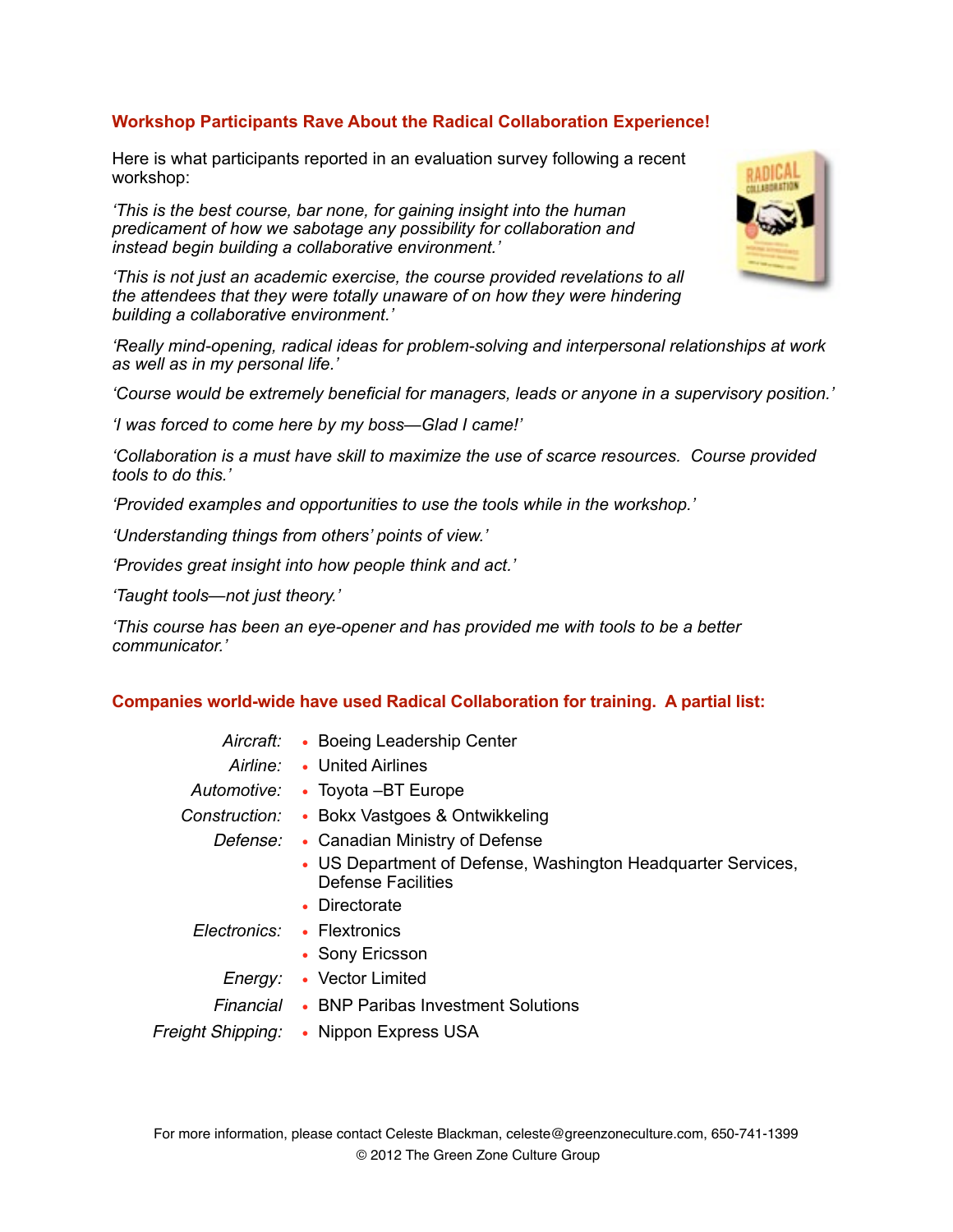## Workshop Participants Rave About the Radical Collaboration Experience!

Here is what participants reported in an evaluation survey following a recent workshop:

*'This is the best course, bar none, for gaining insight into the human predicament of how we sabotage any possibility for collaboration and instead begin building a collaborative environment.'*

*'This is not just an academic exercise, the course provided revelations to all the attendees that they were totally unaware of on how they were hindering building a collaborative environment.'*

*'Really mind-opening, radical ideas for problem-solving and interpersonal relationships at work as well as in my personal life.'*

*'Course would be extremely beneficial for managers, leads or anyone in a supervisory position.'*

*'I was forced to come here by my boss—Glad I came!'*

*'Collaboration is a must have skill to maximize the use of scarce resources. Course provided tools to do this.'*

*'Provided examples and opportunities to use the tools while in the workshop.'*

*'Understanding things from others' points of view.'*

*'Provides great insight into how people think and act.'*

*'Taught tools—not just theory.'*

*'This course has been an eye-opener and has provided me with tools to be a better communicator.'*

## Companies world-wide have used Radical Collaboration for training. A partial list:

| | |
|---|---|
| *Aircraft:* | • Boeing Leadership Center |
| *Airline:* | • United Airlines |
| *Automotive:* | • Toyota –BT Europe |
| *Construction:* | • Bokx Vastgoes & Ontwikkeling |
| *Defense:* | • Canadian Ministry of Defense |
| | • US Department of Defense, Washington Headquarter Services, Defense Facilities |
| | • Directorate |
| *Electronics:* | • Flextronics |
| | • Sony Ericsson |
| *Energy:* | • Vector Limited |
| *Financial* | • BNP Paribas Investment Solutions |
| *Freight Shipping:* | • Nippon Express USA |

For more information, please contact Celeste Blackman, celeste@greenzoneculture.com, 650-741-1399

© 2012 The Green Zone Culture Group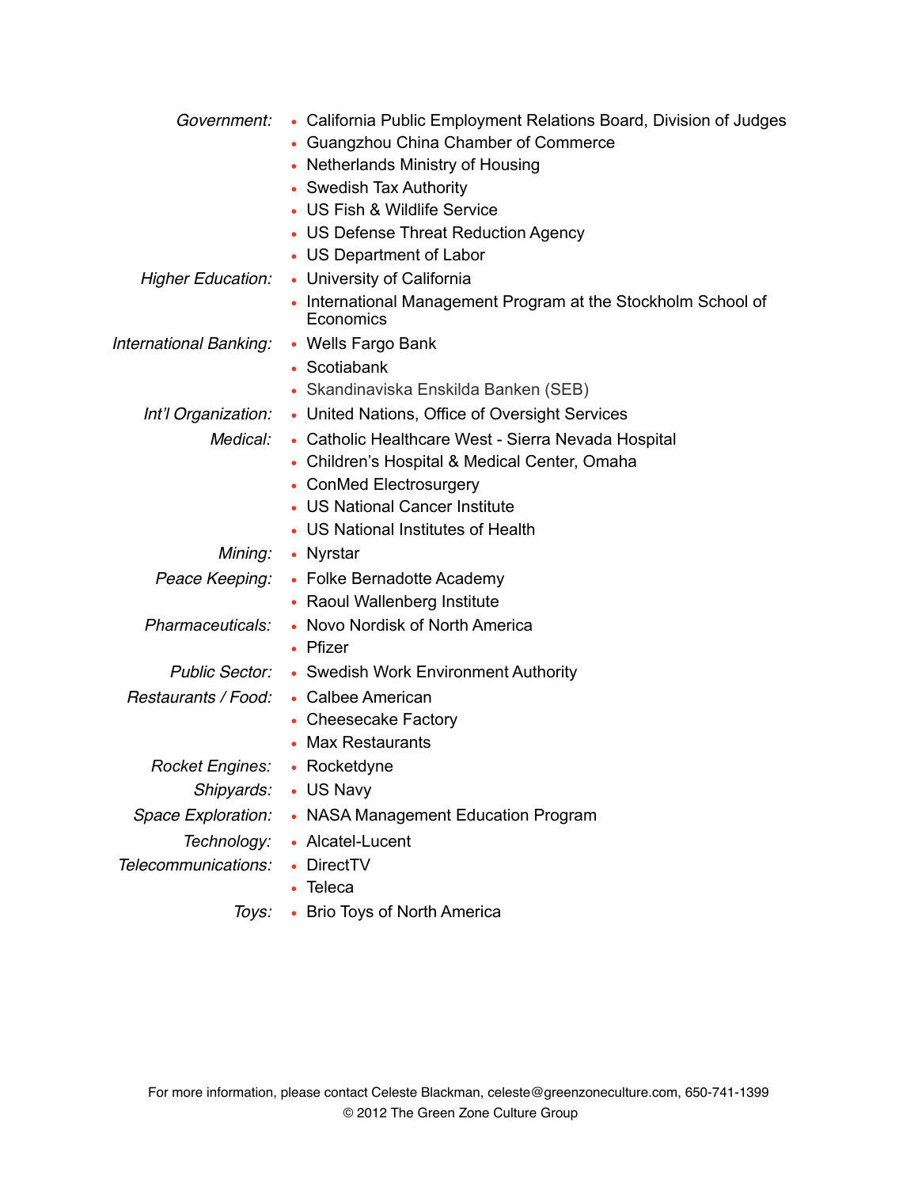*Government:*

- California Public Employment Relations Board, Division of Judges
- Guangzhou China Chamber of Commerce
- Netherlands Ministry of Housing
- Swedish Tax Authority
- US Fish & Wildlife Service
- US Defense Threat Reduction Agency
- US Department of Labor

*Higher Education:*

- University of California
- International Management Program at the Stockholm School of Economics

*International Banking:*

- Wells Fargo Bank
- Scotiabank
- Skandinaviska Enskilda Banken (SEB)

*Int'l Organization:*

- United Nations, Office of Oversight Services

*Medical:*

- Catholic Healthcare West - Sierra Nevada Hospital
- Children's Hospital & Medical Center, Omaha
- ConMed Electrosurgery
- US National Cancer Institute
- US National Institutes of Health

*Mining:*

- Nyrstar

*Peace Keeping:*

- Folke Bernadotte Academy
- Raoul Wallenberg Institute

*Pharmaceuticals:*

- Novo Nordisk of North America
- Pfizer

*Public Sector:*

- Swedish Work Environment Authority

*Restaurants / Food:*

- Calbee American
- Cheesecake Factory
- Max Restaurants

*Rocket Engines:*

- Rocketdyne

*Shipyards:*

- US Navy

*Space Exploration:*

- NASA Management Education Program

*Technology:*

- Alcatel-Lucent

*Telecommunications:*

- DirectTV
- Teleca

*Toys:*

- Brio Toys of North America

For more information, please contact Celeste Blackman, celeste@greenzoneculture.com, 650-741-1399

© 2012 The Green Zone Culture Group